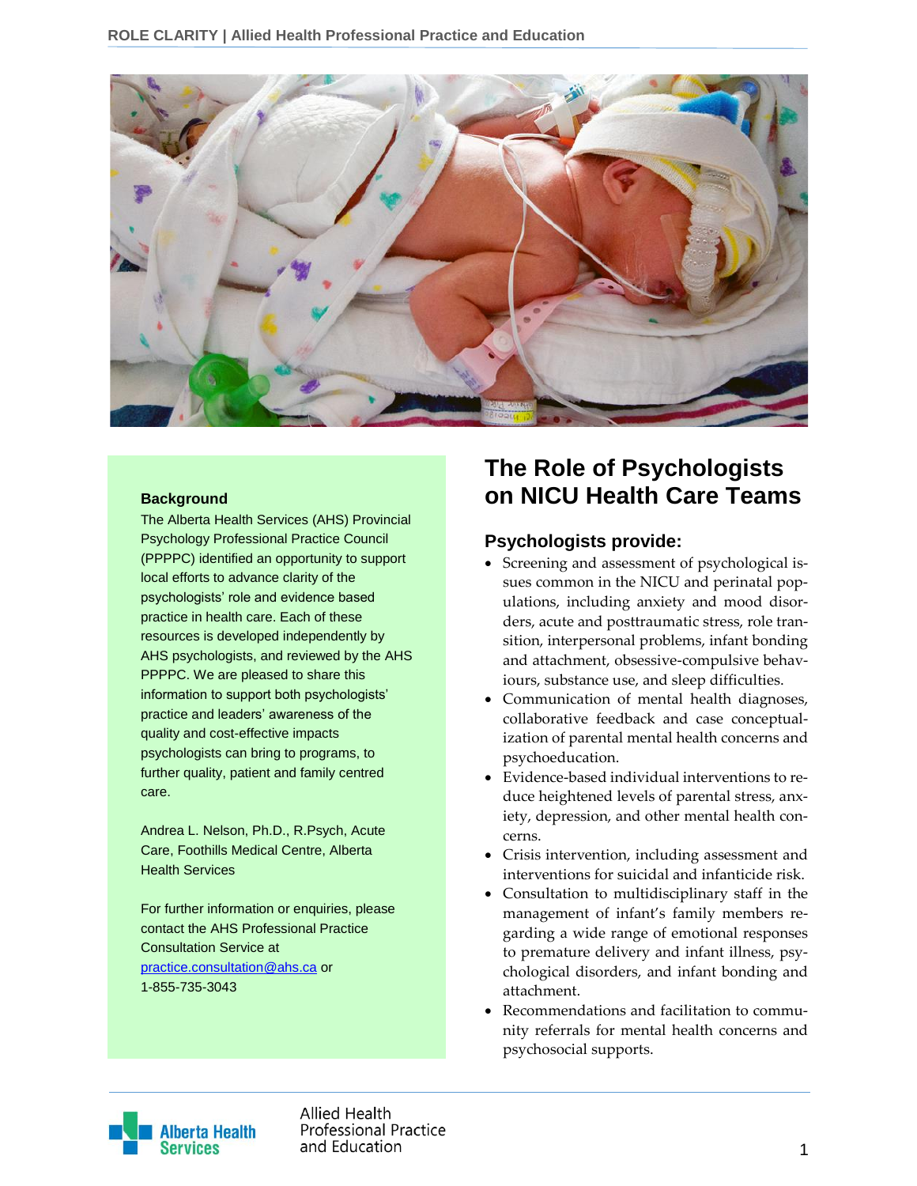# The Role of Psychologists on NICU Health Care Teams

### Background

The Alberta Health Services (AHS) Provincial Psychology Professional Practice Council (PPPPC) identified an opportunity to support local efforts to advance clarity of the psychologists' role and evidence based practice in health care. Each of these resources is developed independently by AHS psychologists, and reviewed by the AHS PPPPC. We are pleased to share this information to support both psychologists' practice and leaders' awareness of the quality and cost-effective impacts psychologists can bring to programs, to further quality, patient and family centred care.

Andrea L. Nelson, Ph.D., R.Psych, Acute Care, Foothills Medical Centre, Alberta Health Services

For further information or enquiries, please contact the AHS Professional Practice Consultation Service at practice.consultation@ahs.ca or 1-855-735-3043

## Psychologists provide:

- Screening and assessment of psychological issues common in the NICU and perinatal populations, including anxiety and mood disorders, acute and posttraumatic stress, role transition, interpersonal problems, infant bonding and attachment, obsessive-compulsive behaviours, substance use, and sleep difficulties.
- Communication of mental health diagnoses, collaborative feedback and case conceptualization of parental mental health concerns and psychoeducation.
- Evidence-based individual interventions to reduce heightened levels of parental stress, anxiety, depression, and other mental health concerns.
- Crisis intervention, including assessment and interventions for suicidal and infanticide risk.
- Consultation to multidisciplinary staff in the management of infant's family members regarding a wide range of emotional responses to premature delivery and infant illness, psychological disorders, and infant bonding and attachment.
- Recommendations and facilitation to community referrals for mental health concerns and psychosocial supports.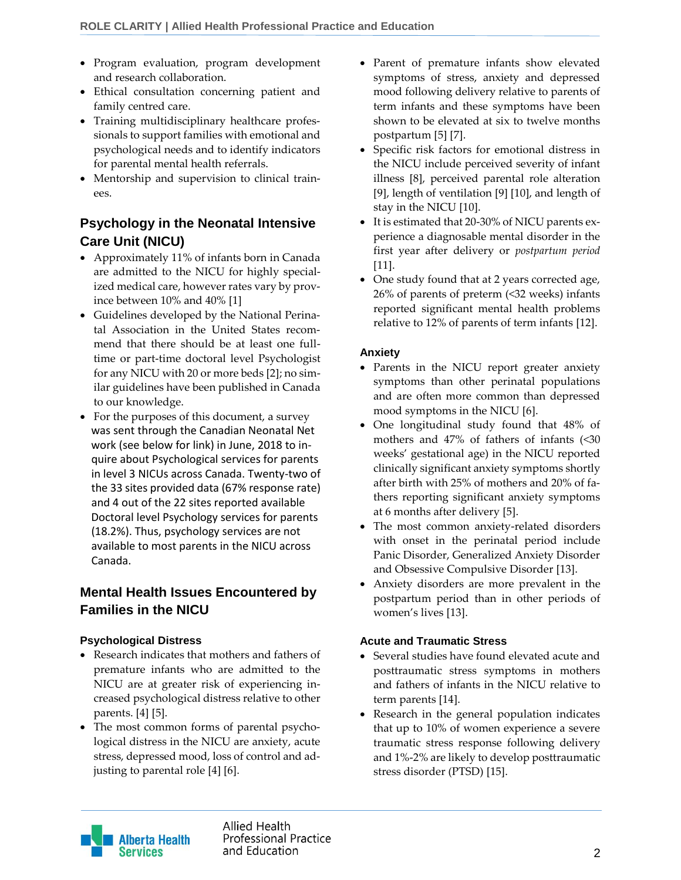- Program evaluation, program development and research collaboration.
- Ethical consultation concerning patient and family centred care.
- Training multidisciplinary healthcare professionals to support families with emotional and psychological needs and to identify indicators for parental mental health referrals.
- Mentorship and supervision to clinical trainees.

## Psychology in the Neonatal Intensive Care Unit (NICU)

- Approximately 11% of infants born in Canada are admitted to the NICU for highly specialized medical care, however rates vary by province between 10% and 40% [1]
- Guidelines developed by the National Perinatal Association in the United States recommend that there should be at least one full-time or part-time doctoral level Psychologist for any NICU with 20 or more beds [2]; no similar guidelines have been published in Canada to our knowledge.
- For the purposes of this document, a survey was sent through the Canadian Neonatal Net work (see below for link) in June, 2018 to inquire about Psychological services for parents in level 3 NICUs across Canada. Twenty-two of the 33 sites provided data (67% response rate) and 4 out of the 22 sites reported available Doctoral level Psychology services for parents (18.2%). Thus, psychology services are not available to most parents in the NICU across Canada.

## Mental Health Issues Encountered by Families in the NICU

### Psychological Distress

- Research indicates that mothers and fathers of premature infants who are admitted to the NICU are at greater risk of experiencing increased psychological distress relative to other parents. [4] [5].
- The most common forms of parental psychological distress in the NICU are anxiety, acute stress, depressed mood, loss of control and adjusting to parental role [4] [6].
- Parent of premature infants show elevated symptoms of stress, anxiety and depressed mood following delivery relative to parents of term infants and these symptoms have been shown to be elevated at six to twelve months postpartum [5] [7].
- Specific risk factors for emotional distress in the NICU include perceived severity of infant illness [8], perceived parental role alteration [9], length of ventilation [9] [10], and length of stay in the NICU [10].
- It is estimated that 20-30% of NICU parents experience a diagnosable mental disorder in the first year after delivery or *postpartum period* [11].
- One study found that at 2 years corrected age, 26% of parents of preterm (<32 weeks) infants reported significant mental health problems relative to 12% of parents of term infants [12].

### Anxiety

- Parents in the NICU report greater anxiety symptoms than other perinatal populations and are often more common than depressed mood symptoms in the NICU [6].
- One longitudinal study found that 48% of mothers and 47% of fathers of infants (<30 weeks' gestational age) in the NICU reported clinically significant anxiety symptoms shortly after birth with 25% of mothers and 20% of fathers reporting significant anxiety symptoms at 6 months after delivery [5].
- The most common anxiety-related disorders with onset in the perinatal period include Panic Disorder, Generalized Anxiety Disorder and Obsessive Compulsive Disorder [13].
- Anxiety disorders are more prevalent in the postpartum period than in other periods of women's lives [13].

### Acute and Traumatic Stress

- Several studies have found elevated acute and posttraumatic stress symptoms in mothers and fathers of infants in the NICU relative to term parents [14].
- Research in the general population indicates that up to 10% of women experience a severe traumatic stress response following delivery and 1%-2% are likely to develop posttraumatic stress disorder (PTSD) [15].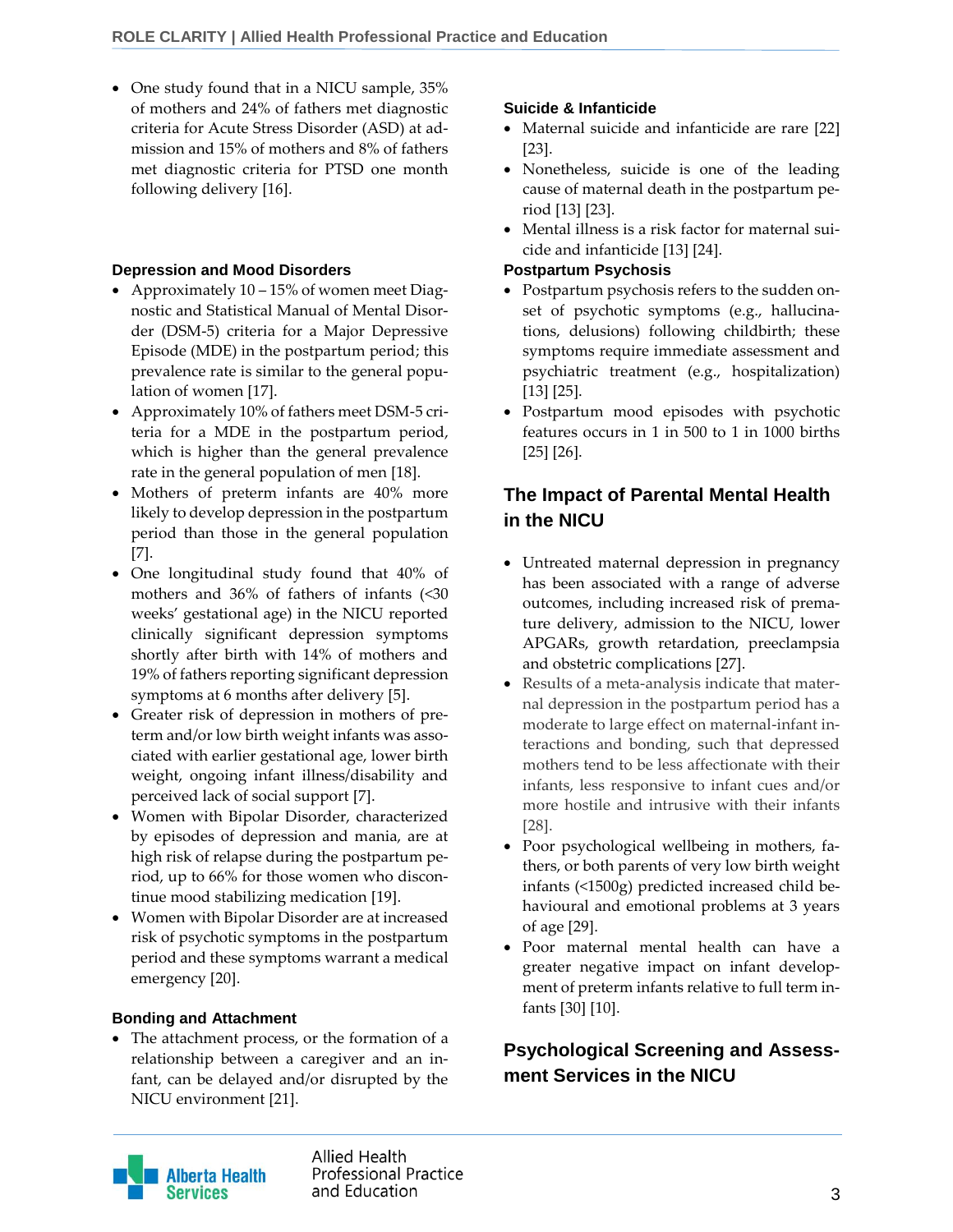- One study found that in a NICU sample, 35% of mothers and 24% of fathers met diagnostic criteria for Acute Stress Disorder (ASD) at admission and 15% of mothers and 8% of fathers met diagnostic criteria for PTSD one month following delivery [16].

### Depression and Mood Disorders

- Approximately 10 – 15% of women meet Diagnostic and Statistical Manual of Mental Disorder (DSM-5) criteria for a Major Depressive Episode (MDE) in the postpartum period; this prevalence rate is similar to the general population of women [17].
- Approximately 10% of fathers meet DSM-5 criteria for a MDE in the postpartum period, which is higher than the general prevalence rate in the general population of men [18].
- Mothers of preterm infants are 40% more likely to develop depression in the postpartum period than those in the general population [7].
- One longitudinal study found that 40% of mothers and 36% of fathers of infants (<30 weeks' gestational age) in the NICU reported clinically significant depression symptoms shortly after birth with 14% of mothers and 19% of fathers reporting significant depression symptoms at 6 months after delivery [5].
- Greater risk of depression in mothers of preterm and/or low birth weight infants was associated with earlier gestational age, lower birth weight, ongoing infant illness/disability and perceived lack of social support [7].
- Women with Bipolar Disorder, characterized by episodes of depression and mania, are at high risk of relapse during the postpartum period, up to 66% for those women who discontinue mood stabilizing medication [19].
- Women with Bipolar Disorder are at increased risk of psychotic symptoms in the postpartum period and these symptoms warrant a medical emergency [20].

### Bonding and Attachment

- The attachment process, or the formation of a relationship between a caregiver and an infant, can be delayed and/or disrupted by the NICU environment [21].

### Suicide & Infanticide

- Maternal suicide and infanticide are rare [22] [23].
- Nonetheless, suicide is one of the leading cause of maternal death in the postpartum period [13] [23].
- Mental illness is a risk factor for maternal suicide and infanticide [13] [24].

### Postpartum Psychosis

- Postpartum psychosis refers to the sudden onset of psychotic symptoms (e.g., hallucinations, delusions) following childbirth; these symptoms require immediate assessment and psychiatric treatment (e.g., hospitalization) [13] [25].
- Postpartum mood episodes with psychotic features occurs in 1 in 500 to 1 in 1000 births [25] [26].

## The Impact of Parental Mental Health in the NICU

- Untreated maternal depression in pregnancy has been associated with a range of adverse outcomes, including increased risk of premature delivery, admission to the NICU, lower APGARs, growth retardation, preeclampsia and obstetric complications [27].
- Results of a meta-analysis indicate that maternal depression in the postpartum period has a moderate to large effect on maternal-infant interactions and bonding, such that depressed mothers tend to be less affectionate with their infants, less responsive to infant cues and/or more hostile and intrusive with their infants [28].
- Poor psychological wellbeing in mothers, fathers, or both parents of very low birth weight infants (<1500g) predicted increased child behavioural and emotional problems at 3 years of age [29].
- Poor maternal mental health can have a greater negative impact on infant development of preterm infants relative to full term infants [30] [10].

## Psychological Screening and Assessment Services in the NICU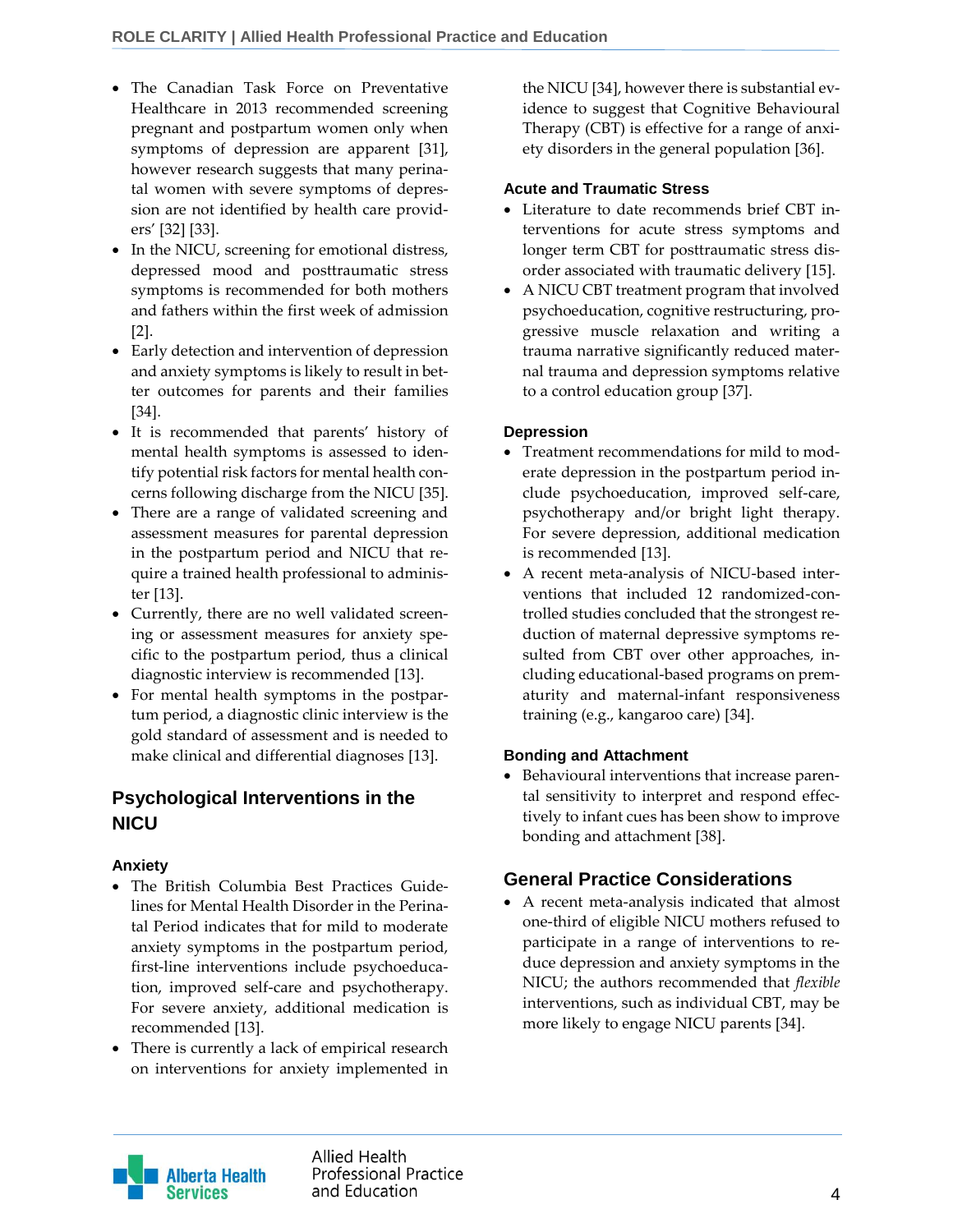- The Canadian Task Force on Preventative Healthcare in 2013 recommended screening pregnant and postpartum women only when symptoms of depression are apparent [31], however research suggests that many perinatal women with severe symptoms of depression are not identified by health care providers' [32] [33].
- In the NICU, screening for emotional distress, depressed mood and posttraumatic stress symptoms is recommended for both mothers and fathers within the first week of admission [2].
- Early detection and intervention of depression and anxiety symptoms is likely to result in better outcomes for parents and their families [34].
- It is recommended that parents' history of mental health symptoms is assessed to identify potential risk factors for mental health concerns following discharge from the NICU [35].
- There are a range of validated screening and assessment measures for parental depression in the postpartum period and NICU that require a trained health professional to administer [13].
- Currently, there are no well validated screening or assessment measures for anxiety specific to the postpartum period, thus a clinical diagnostic interview is recommended [13].
- For mental health symptoms in the postpartum period, a diagnostic clinic interview is the gold standard of assessment and is needed to make clinical and differential diagnoses [13].

## Psychological Interventions in the NICU

### Anxiety

- The British Columbia Best Practices Guidelines for Mental Health Disorder in the Perinatal Period indicates that for mild to moderate anxiety symptoms in the postpartum period, first-line interventions include psychoeducation, improved self-care and psychotherapy. For severe anxiety, additional medication is recommended [13].
- There is currently a lack of empirical research on interventions for anxiety implemented in the NICU [34], however there is substantial evidence to suggest that Cognitive Behavioural Therapy (CBT) is effective for a range of anxiety disorders in the general population [36].

### Acute and Traumatic Stress

- Literature to date recommends brief CBT interventions for acute stress symptoms and longer term CBT for posttraumatic stress disorder associated with traumatic delivery [15].
- A NICU CBT treatment program that involved psychoeducation, cognitive restructuring, progressive muscle relaxation and writing a trauma narrative significantly reduced maternal trauma and depression symptoms relative to a control education group [37].

### Depression

- Treatment recommendations for mild to moderate depression in the postpartum period include psychoeducation, improved self-care, psychotherapy and/or bright light therapy. For severe depression, additional medication is recommended [13].
- A recent meta-analysis of NICU-based interventions that included 12 randomized-controlled studies concluded that the strongest reduction of maternal depressive symptoms resulted from CBT over other approaches, including educational-based programs on prematurity and maternal-infant responsiveness training (e.g., kangaroo care) [34].

### Bonding and Attachment

- Behavioural interventions that increase parental sensitivity to interpret and respond effectively to infant cues has been show to improve bonding and attachment [38].

## General Practice Considerations

- A recent meta-analysis indicated that almost one-third of eligible NICU mothers refused to participate in a range of interventions to reduce depression and anxiety symptoms in the NICU; the authors recommended that *flexible* interventions, such as individual CBT, may be more likely to engage NICU parents [34].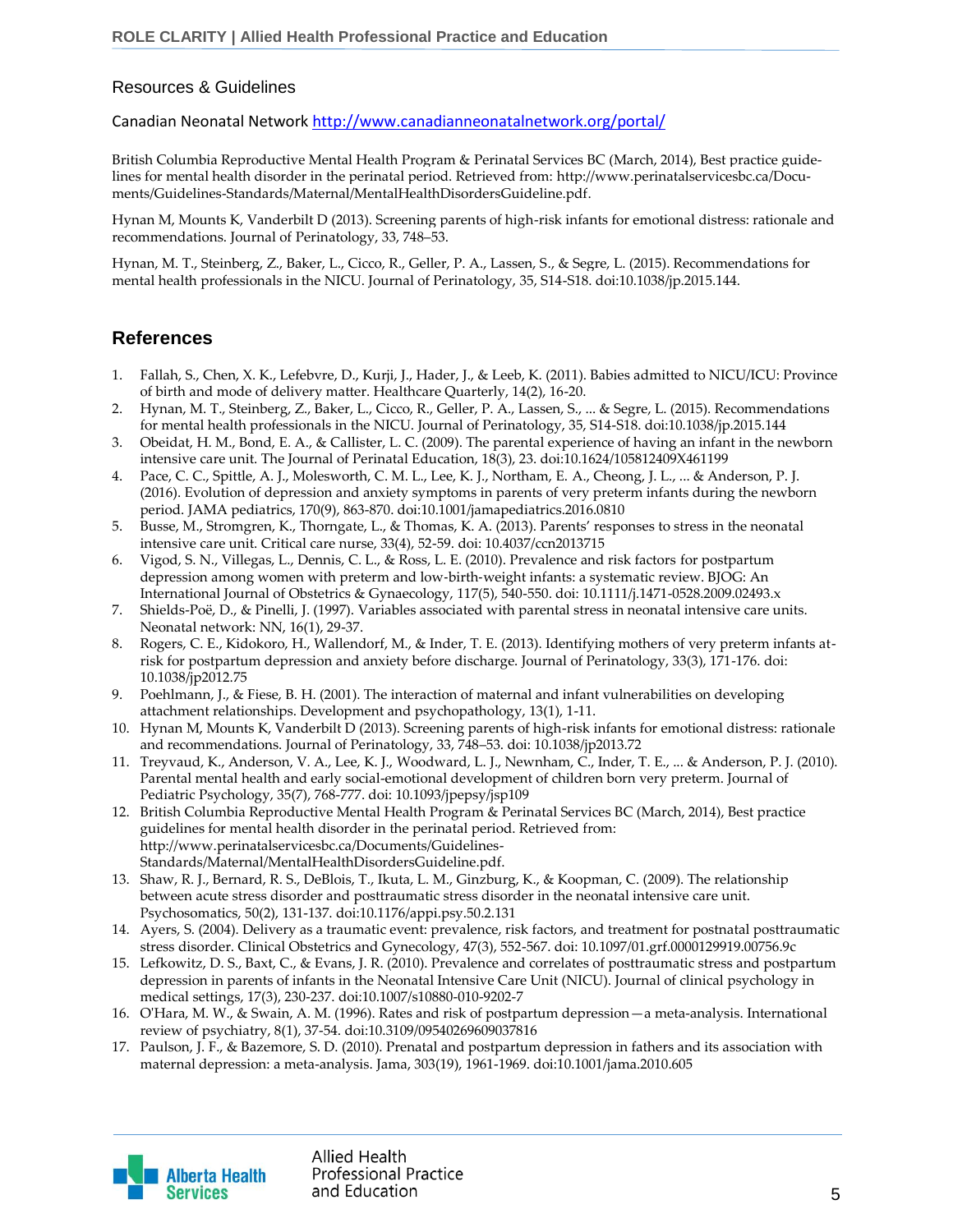## Resources & Guidelines

Canadian Neonatal Network http://www.canadianneonatalnetwork.org/portal/

British Columbia Reproductive Mental Health Program & Perinatal Services BC (March, 2014), Best practice guidelines for mental health disorder in the perinatal period. Retrieved from: http://www.perinatalservicesbc.ca/Documents/Guidelines-Standards/Maternal/MentalHealthDisordersGuideline.pdf.

Hynan M, Mounts K, Vanderbilt D (2013). Screening parents of high-risk infants for emotional distress: rationale and recommendations. Journal of Perinatology, 33, 748–53.

Hynan, M. T., Steinberg, Z., Baker, L., Cicco, R., Geller, P. A., Lassen, S., & Segre, L. (2015). Recommendations for mental health professionals in the NICU. Journal of Perinatology, 35, S14-S18. doi:10.1038/jp.2015.144.

## References

1. Fallah, S., Chen, X. K., Lefebvre, D., Kurji, J., Hader, J., & Leeb, K. (2011). Babies admitted to NICU/ICU: Province of birth and mode of delivery matter. Healthcare Quarterly, 14(2), 16-20.
2. Hynan, M. T., Steinberg, Z., Baker, L., Cicco, R., Geller, P. A., Lassen, S., ... & Segre, L. (2015). Recommendations for mental health professionals in the NICU. Journal of Perinatology, 35, S14-S18. doi:10.1038/jp.2015.144
3. Obeidat, H. M., Bond, E. A., & Callister, L. C. (2009). The parental experience of having an infant in the newborn intensive care unit. The Journal of Perinatal Education, 18(3), 23. doi:10.1624/105812409X461199
4. Pace, C. C., Spittle, A. J., Molesworth, C. M. L., Lee, K. J., Northam, E. A., Cheong, J. L., ... & Anderson, P. J. (2016). Evolution of depression and anxiety symptoms in parents of very preterm infants during the newborn period. JAMA pediatrics, 170(9), 863-870. doi:10.1001/jamapediatrics.2016.0810
5. Busse, M., Stromgren, K., Thorngate, L., & Thomas, K. A. (2013). Parents' responses to stress in the neonatal intensive care unit. Critical care nurse, 33(4), 52-59. doi: 10.4037/ccn2013715
6. Vigod, S. N., Villegas, L., Dennis, C. L., & Ross, L. E. (2010). Prevalence and risk factors for postpartum depression among women with preterm and low-birth-weight infants: a systematic review. BJOG: An International Journal of Obstetrics & Gynaecology, 117(5), 540-550. doi: 10.1111/j.1471-0528.2009.02493.x
7. Shields-Poë, D., & Pinelli, J. (1997). Variables associated with parental stress in neonatal intensive care units. Neonatal network: NN, 16(1), 29-37.
8. Rogers, C. E., Kidokoro, H., Wallendorf, M., & Inder, T. E. (2013). Identifying mothers of very preterm infants at-risk for postpartum depression and anxiety before discharge. Journal of Perinatology, 33(3), 171-176. doi: 10.1038/jp2012.75
9. Poehlmann, J., & Fiese, B. H. (2001). The interaction of maternal and infant vulnerabilities on developing attachment relationships. Development and psychopathology, 13(1), 1-11.
10. Hynan M, Mounts K, Vanderbilt D (2013). Screening parents of high-risk infants for emotional distress: rationale and recommendations. Journal of Perinatology, 33, 748–53. doi: 10.1038/jp2013.72
11. Treyvaud, K., Anderson, V. A., Lee, K. J., Woodward, L. J., Newnham, C., Inder, T. E., ... & Anderson, P. J. (2010). Parental mental health and early social-emotional development of children born very preterm. Journal of Pediatric Psychology, 35(7), 768-777. doi: 10.1093/jpepsy/jsp109
12. British Columbia Reproductive Mental Health Program & Perinatal Services BC (March, 2014), Best practice guidelines for mental health disorder in the perinatal period. Retrieved from: http://www.perinatalservicesbc.ca/Documents/Guidelines-Standards/Maternal/MentalHealthDisordersGuideline.pdf.
13. Shaw, R. J., Bernard, R. S., DeBlois, T., Ikuta, L. M., Ginzburg, K., & Koopman, C. (2009). The relationship between acute stress disorder and posttraumatic stress disorder in the neonatal intensive care unit. Psychosomatics, 50(2), 131-137. doi:10.1176/appi.psy.50.2.131
14. Ayers, S. (2004). Delivery as a traumatic event: prevalence, risk factors, and treatment for postnatal posttraumatic stress disorder. Clinical Obstetrics and Gynecology, 47(3), 552-567. doi: 10.1097/01.grf.0000129919.00756.9c
15. Lefkowitz, D. S., Baxt, C., & Evans, J. R. (2010). Prevalence and correlates of posttraumatic stress and postpartum depression in parents of infants in the Neonatal Intensive Care Unit (NICU). Journal of clinical psychology in medical settings, 17(3), 230-237. doi:10.1007/s10880-010-9202-7
16. O'Hara, M. W., & Swain, A. M. (1996). Rates and risk of postpartum depression—a meta-analysis. International review of psychiatry, 8(1), 37-54. doi:10.3109/09540269609037816
17. Paulson, J. F., & Bazemore, S. D. (2010). Prenatal and postpartum depression in fathers and its association with maternal depression: a meta-analysis. Jama, 303(19), 1961-1969. doi:10.1001/jama.2010.605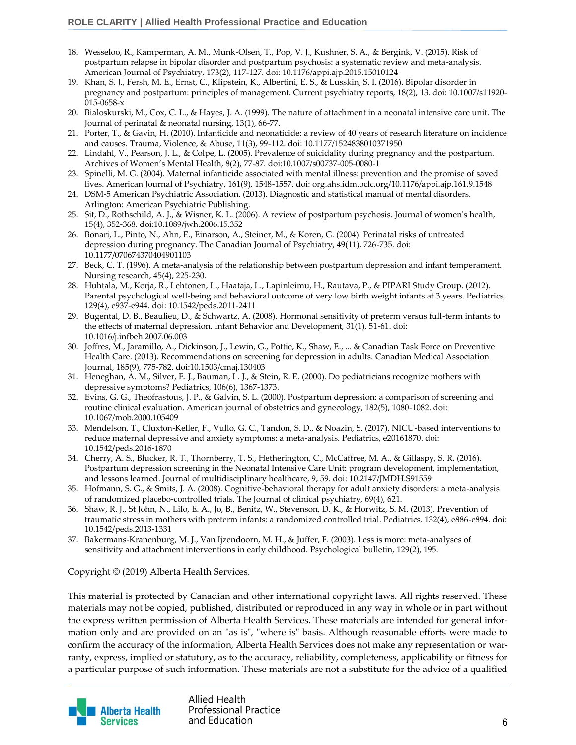18. Wesseloo, R., Kamperman, A. M., Munk-Olsen, T., Pop, V. J., Kushner, S. A., & Bergink, V. (2015). Risk of postpartum relapse in bipolar disorder and postpartum psychosis: a systematic review and meta-analysis. American Journal of Psychiatry, 173(2), 117-127. doi: 10.1176/appi.ajp.2015.15010124
19. Khan, S. J., Fersh, M. E., Ernst, C., Klipstein, K., Albertini, E. S., & Lusskin, S. I. (2016). Bipolar disorder in pregnancy and postpartum: principles of management. Current psychiatry reports, 18(2), 13. doi: 10.1007/s11920-015-0658-x
20. Bialoskurski, M., Cox, C. L., & Hayes, J. A. (1999). The nature of attachment in a neonatal intensive care unit. The Journal of perinatal & neonatal nursing, 13(1), 66-77.
21. Porter, T., & Gavin, H. (2010). Infanticide and neonaticide: a review of 40 years of research literature on incidence and causes. Trauma, Violence, & Abuse, 11(3), 99-112. doi: 10.1177/1524838010371950
22. Lindahl, V., Pearson, J. L., & Colpe, L. (2005). Prevalence of suicidality during pregnancy and the postpartum. Archives of Women's Mental Health, 8(2), 77-87. doi:10.1007/s00737-005-0080-1
23. Spinelli, M. G. (2004). Maternal infanticide associated with mental illness: prevention and the promise of saved lives. American Journal of Psychiatry, 161(9), 1548-1557. doi: org.ahs.idm.oclc.org/10.1176/appi.ajp.161.9.1548
24. DSM-5 American Psychiatric Association. (2013). Diagnostic and statistical manual of mental disorders. Arlington: American Psychiatric Publishing.
25. Sit, D., Rothschild, A. J., & Wisner, K. L. (2006). A review of postpartum psychosis. Journal of women's health, 15(4), 352-368. doi:10.1089/jwh.2006.15.352
26. Bonari, L., Pinto, N., Ahn, E., Einarson, A., Steiner, M., & Koren, G. (2004). Perinatal risks of untreated depression during pregnancy. The Canadian Journal of Psychiatry, 49(11), 726-735. doi: 10.1177/070674370404901103
27. Beck, C. T. (1996). A meta-analysis of the relationship between postpartum depression and infant temperament. Nursing research, 45(4), 225-230.
28. Huhtala, M., Korja, R., Lehtonen, L., Haataja, L., Lapinleimu, H., Rautava, P., & PIPARI Study Group. (2012). Parental psychological well-being and behavioral outcome of very low birth weight infants at 3 years. Pediatrics, 129(4), e937-e944. doi: 10.1542/peds.2011-2411
29. Bugental, D. B., Beaulieu, D., & Schwartz, A. (2008). Hormonal sensitivity of preterm versus full-term infants to the effects of maternal depression. Infant Behavior and Development, 31(1), 51-61. doi: 10.1016/j.infbeh.2007.06.003
30. Joffres, M., Jaramillo, A., Dickinson, J., Lewin, G., Pottie, K., Shaw, E., ... & Canadian Task Force on Preventive Health Care. (2013). Recommendations on screening for depression in adults. Canadian Medical Association Journal, 185(9), 775-782. doi:10.1503/cmaj.130403
31. Heneghan, A. M., Silver, E. J., Bauman, L. J., & Stein, R. E. (2000). Do pediatricians recognize mothers with depressive symptoms? Pediatrics, 106(6), 1367-1373.
32. Evins, G. G., Theofrastous, J. P., & Galvin, S. L. (2000). Postpartum depression: a comparison of screening and routine clinical evaluation. American journal of obstetrics and gynecology, 182(5), 1080-1082. doi: 10.1067/mob.2000.105409
33. Mendelson, T., Cluxton-Keller, F., Vullo, G. C., Tandon, S. D., & Noazin, S. (2017). NICU-based interventions to reduce maternal depressive and anxiety symptoms: a meta-analysis. Pediatrics, e20161870. doi: 10.1542/peds.2016-1870
34. Cherry, A. S., Blucker, R. T., Thornberry, T. S., Hetherington, C., McCaffree, M. A., & Gillaspy, S. R. (2016). Postpartum depression screening in the Neonatal Intensive Care Unit: program development, implementation, and lessons learned. Journal of multidisciplinary healthcare, 9, 59. doi: 10.2147/JMDH.S91559
35. Hofmann, S. G., & Smits, J. A. (2008). Cognitive-behavioral therapy for adult anxiety disorders: a meta-analysis of randomized placebo-controlled trials. The Journal of clinical psychiatry, 69(4), 621.
36. Shaw, R. J., St John, N., Lilo, E. A., Jo, B., Benitz, W., Stevenson, D. K., & Horwitz, S. M. (2013). Prevention of traumatic stress in mothers with preterm infants: a randomized controlled trial. Pediatrics, 132(4), e886-e894. doi: 10.1542/peds.2013-1331
37. Bakermans-Kranenburg, M. J., Van Ijzendoorn, M. H., & Juffer, F. (2003). Less is more: meta-analyses of sensitivity and attachment interventions in early childhood. Psychological bulletin, 129(2), 195.

Copyright © (2019) Alberta Health Services.

This material is protected by Canadian and other international copyright laws. All rights reserved. These materials may not be copied, published, distributed or reproduced in any way in whole or in part without the express written permission of Alberta Health Services. These materials are intended for general information only and are provided on an "as is", "where is" basis. Although reasonable efforts were made to confirm the accuracy of the information, Alberta Health Services does not make any representation or warranty, express, implied or statutory, as to the accuracy, reliability, completeness, applicability or fitness for a particular purpose of such information. These materials are not a substitute for the advice of a qualified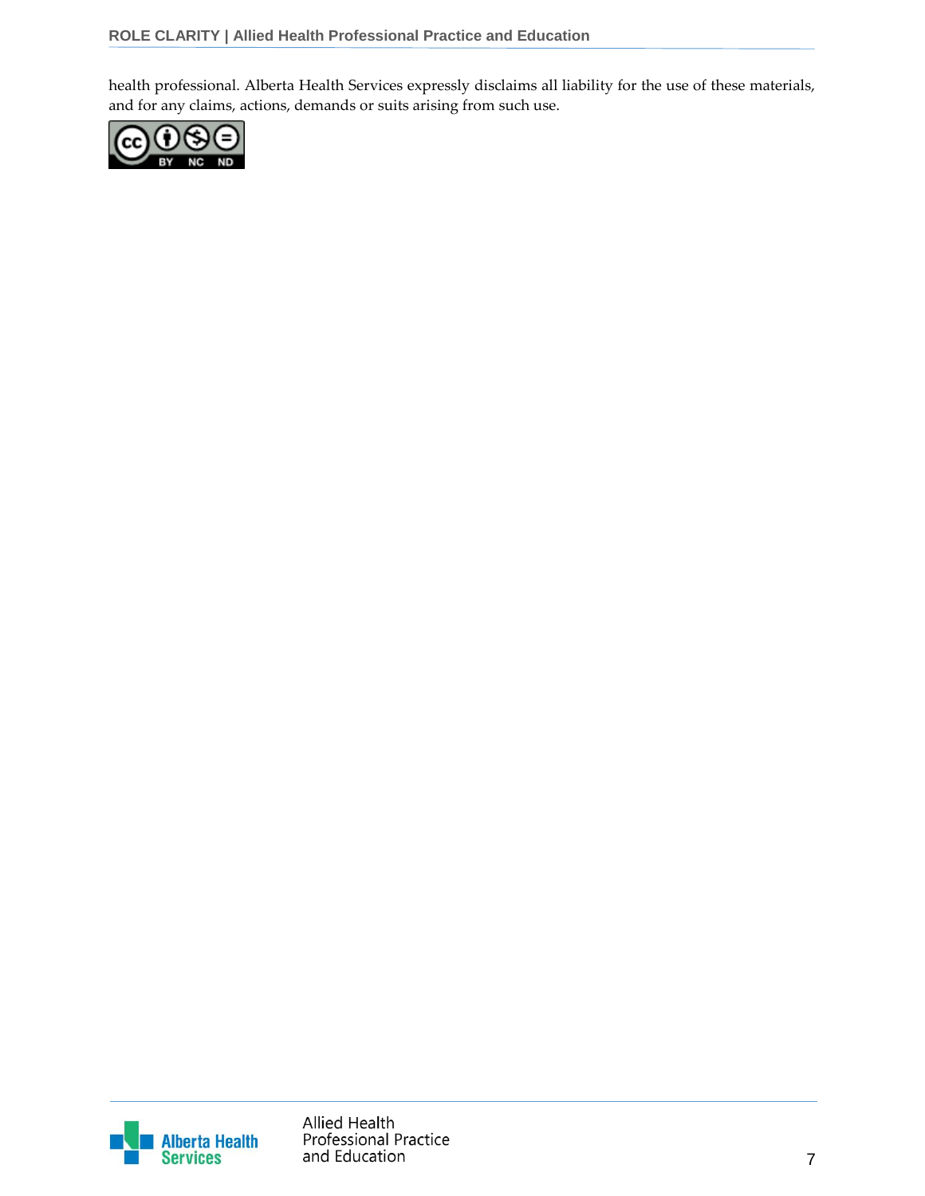health professional. Alberta Health Services expressly disclaims all liability for the use of these materials, and for any claims, actions, demands or suits arising from such use.